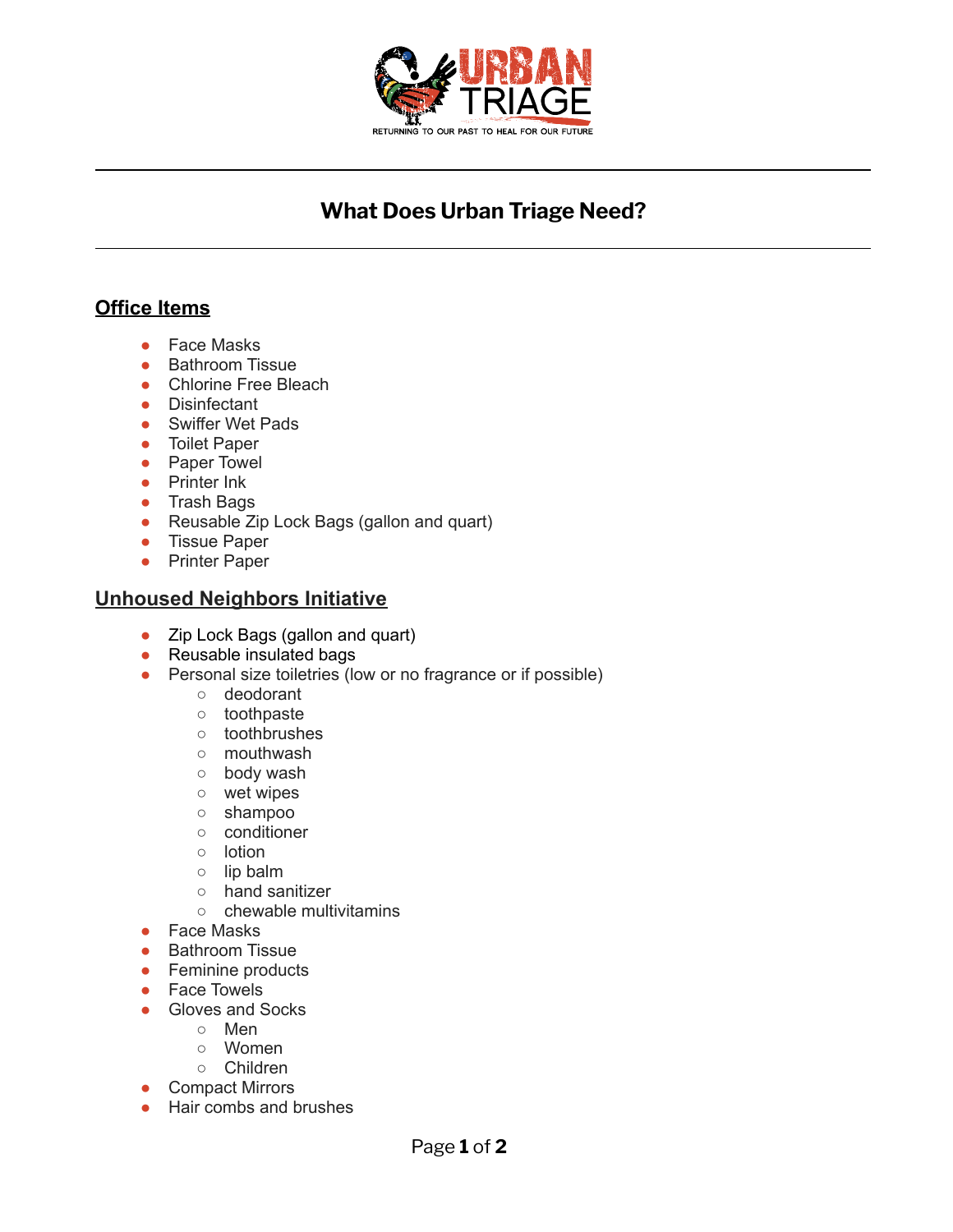URBAN TRIAGE

RETURNING TO OUR PAST TO HEAL FOR OUR FUTURE

# What Does Urban Triage Need?

## Office Items

- Face Masks
- Bathroom Tissue
- Chlorine Free Bleach
- Disinfectant
- Swiffer Wet Pads
- Toilet Paper
- Paper Towel
- Printer Ink
- Trash Bags
- Reusable Zip Lock Bags (gallon and quart)
- Tissue Paper
- Printer Paper

## Unhoused Neighbors Initiative

- Zip Lock Bags (gallon and quart)
- Reusable insulated bags
- Personal size toiletries (low or no fragrance or if possible)
  - deodorant
  - toothpaste
  - toothbrushes
  - mouthwash
  - body wash
  - wet wipes
  - shampoo
  - conditioner
  - lotion
  - lip balm
  - hand sanitizer
  - chewable multivitamins
- Face Masks
- Bathroom Tissue
- Feminine products
- Face Towels
- Gloves and Socks
  - Men
  - Women
  - Children
- Compact Mirrors
- Hair combs and brushes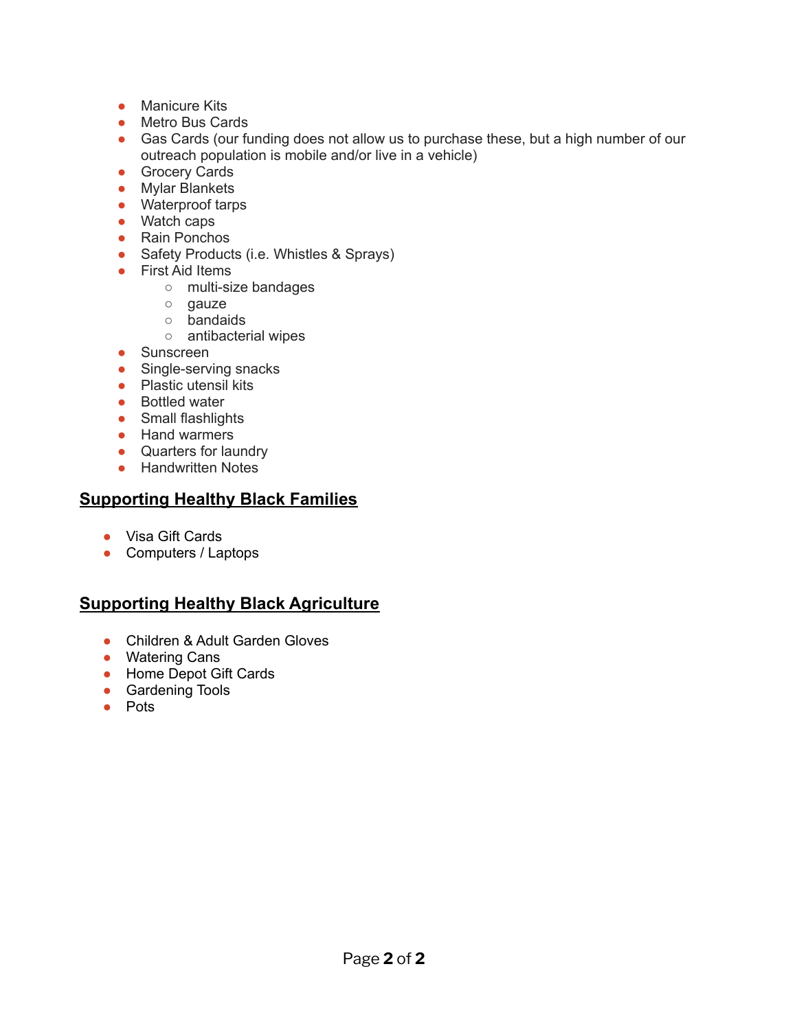- Manicure Kits
- Metro Bus Cards
- Gas Cards (our funding does not allow us to purchase these, but a high number of our outreach population is mobile and/or live in a vehicle)
- Grocery Cards
- Mylar Blankets
- Waterproof tarps
- Watch caps
- Rain Ponchos
- Safety Products (i.e. Whistles & Sprays)
- First Aid Items
  - multi-size bandages
  - gauze
  - bandaids
  - antibacterial wipes
- Sunscreen
- Single-serving snacks
- Plastic utensil kits
- Bottled water
- Small flashlights
- Hand warmers
- Quarters for laundry
- Handwritten Notes

## Supporting Healthy Black Families

- Visa Gift Cards
- Computers / Laptops

## Supporting Healthy Black Agriculture

- Children & Adult Garden Gloves
- Watering Cans
- Home Depot Gift Cards
- Gardening Tools
- Pots